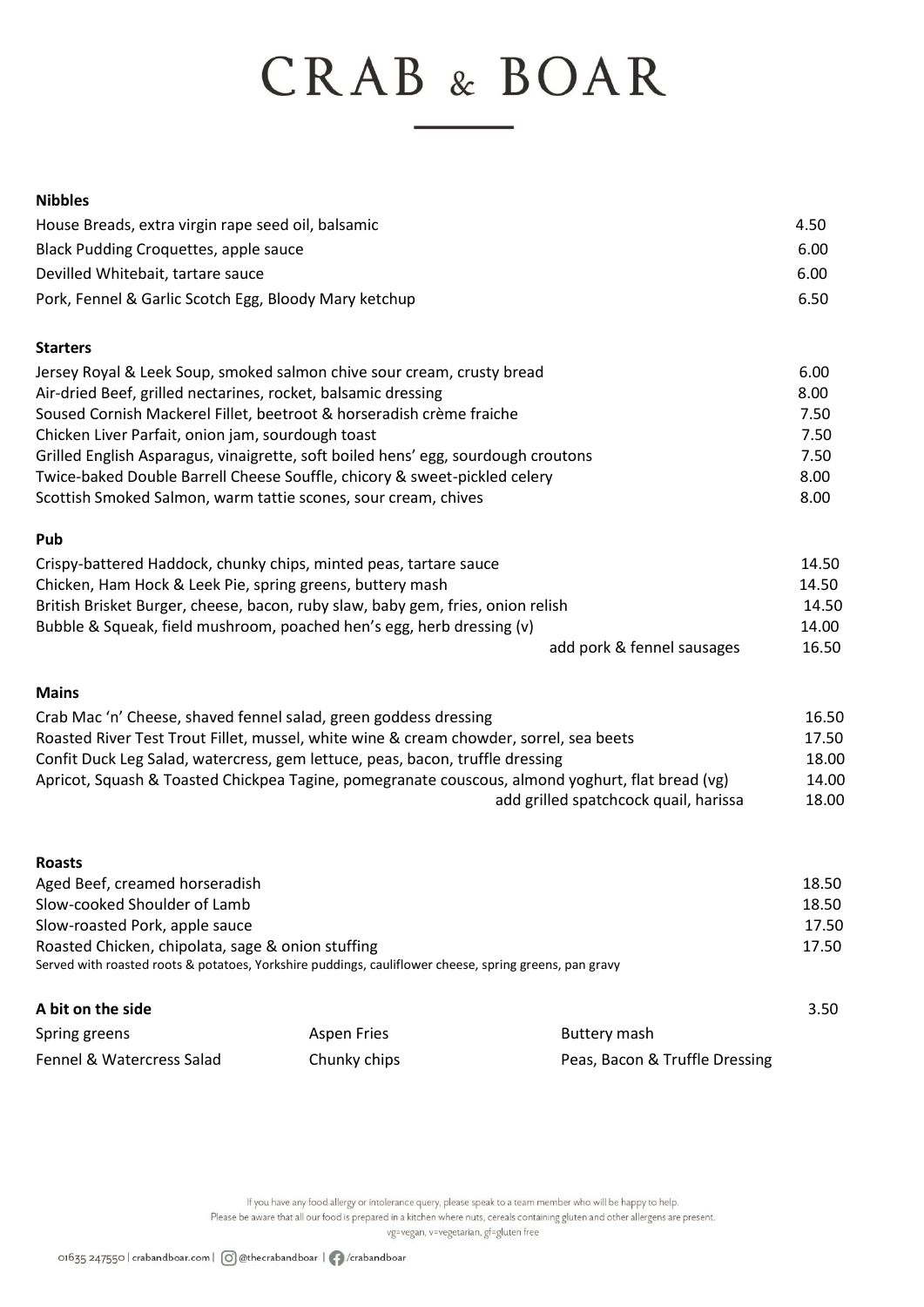# CRAB & BOAR

## Nibbles

| | |
|---|---|
| House Breads, extra virgin rape seed oil, balsamic | 4.50 |
| Black Pudding Croquettes, apple sauce | 6.00 |
| Devilled Whitebait, tartare sauce | 6.00 |
| Pork, Fennel & Garlic Scotch Egg, Bloody Mary ketchup | 6.50 |

## Starters

| | |
|---|---|
| Jersey Royal & Leek Soup, smoked salmon chive sour cream, crusty bread | 6.00 |
| Air-dried Beef, grilled nectarines, rocket, balsamic dressing | 8.00 |
| Soused Cornish Mackerel Fillet, beetroot & horseradish crème fraiche | 7.50 |
| Chicken Liver Parfait, onion jam, sourdough toast | 7.50 |
| Grilled English Asparagus, vinaigrette, soft boiled hens' egg, sourdough croutons | 7.50 |
| Twice-baked Double Barrell Cheese Souffle, chicory & sweet-pickled celery | 8.00 |
| Scottish Smoked Salmon, warm tattie scones, sour cream, chives | 8.00 |

## Pub

| | |
|---|---|
| Crispy-battered Haddock, chunky chips, minted peas, tartare sauce | 14.50 |
| Chicken, Ham Hock & Leek Pie, spring greens, buttery mash | 14.50 |
| British Brisket Burger, cheese, bacon, ruby slaw, baby gem, fries, onion relish | 14.50 |
| Bubble & Squeak, field mushroom, poached hen's egg, herb dressing (v) | 14.00 |
| add pork & fennel sausages | 16.50 |

## Mains

| | |
|---|---|
| Crab Mac 'n' Cheese, shaved fennel salad, green goddess dressing | 16.50 |
| Roasted River Test Trout Fillet, mussel, white wine & cream chowder, sorrel, sea beets | 17.50 |
| Confit Duck Leg Salad, watercress, gem lettuce, peas, bacon, truffle dressing | 18.00 |
| Apricot, Squash & Toasted Chickpea Tagine, pomegranate couscous, almond yoghurt, flat bread (vg) | 14.00 |
| add grilled spatchcock quail, harissa | 18.00 |

## Roasts

| | |
|---|---|
| Aged Beef, creamed horseradish | 18.50 |
| Slow-cooked Shoulder of Lamb | 18.50 |
| Slow-roasted Pork, apple sauce | 17.50 |
| Roasted Chicken, chipolata, sage & onion stuffing | 17.50 |

Served with roasted roots & potatoes, Yorkshire puddings, cauliflower cheese, spring greens, pan gravy

## A bit on the side — 3.50

| | | |
|---|---|---|
| Spring greens | Aspen Fries | Buttery mash |
| Fennel & Watercress Salad | Chunky chips | Peas, Bacon & Truffle Dressing |

If you have any food allergy or intolerance query, please speak to a team member who will be happy to help.
Please be aware that all our food is prepared in a kitchen where nuts, cereals containing gluten and other allergens are present.
vg=vegan, v=vegetarian, gf=gluten free

01635 247550 | crabandboar.com | @thecrabandboar | /crabandboar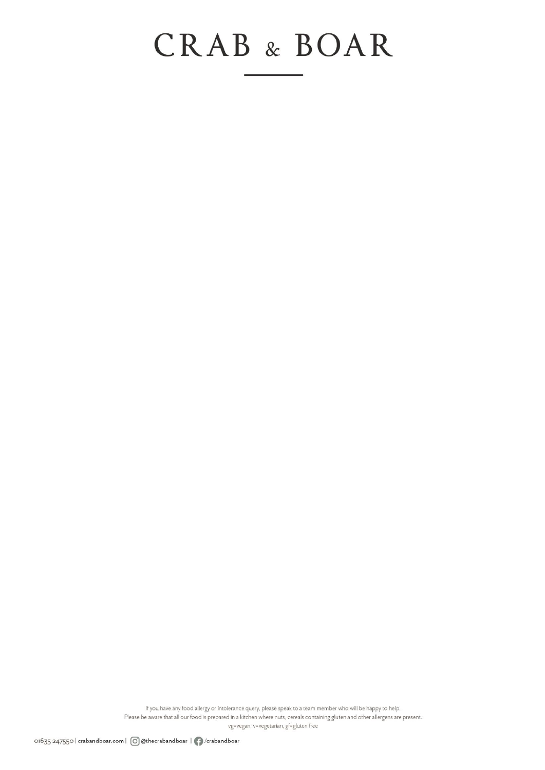# CRAB & BOAR

If you have any food allergy or intolerance query, please speak to a team member who will be happy to help.
Please be aware that all our food is prepared in a kitchen where nuts, cereals containing gluten and other allergens are present.
vg=vegan, v=vegetarian, gf=gluten free

01635 247550 | crabandboar.com | @thecrabandboar | /crabandboar